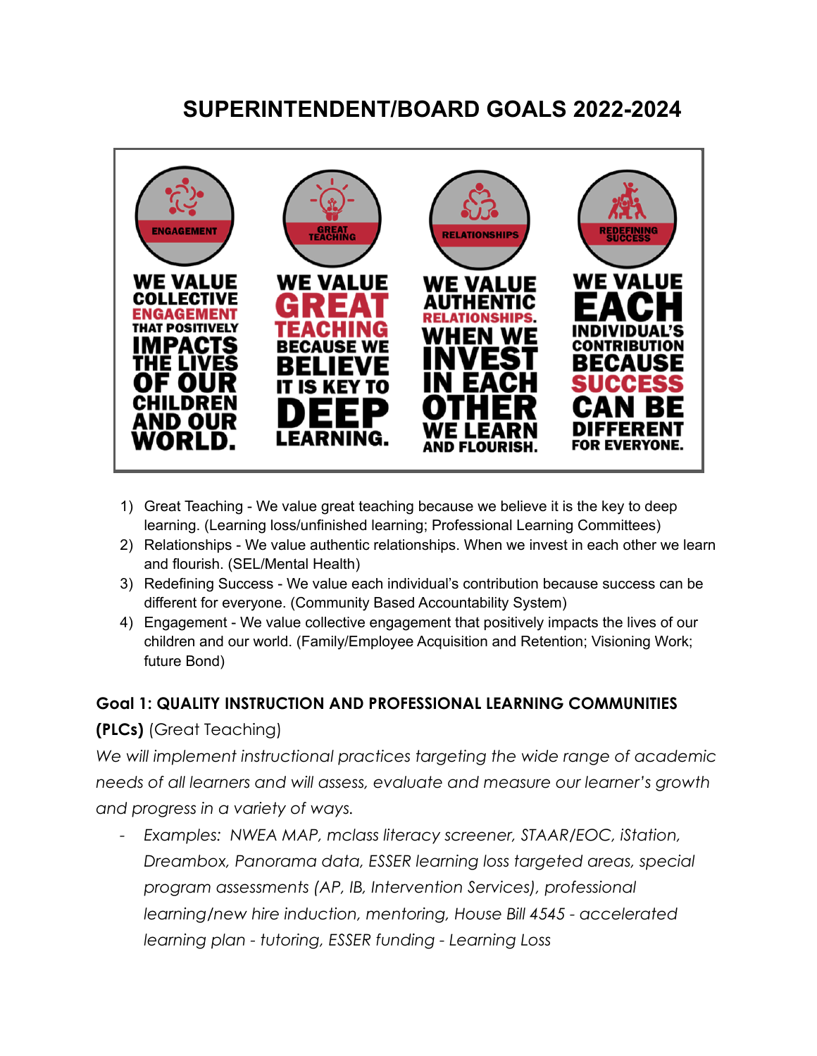# SUPERINTENDENT/BOARD GOALS 2022-2024

| ENGAGEMENT | GREAT TEACHING | RELATIONSHIPS | REDEFINING SUCCESS |
|---|---|---|---|
| WE VALUE COLLECTIVE ENGAGEMENT THAT POSITIVELY IMPACTS THE LIVES OF OUR CHILDREN AND OUR WORLD. | WE VALUE GREAT TEACHING BECAUSE WE BELIEVE IT IS KEY TO DEEP LEARNING. | WE VALUE AUTHENTIC RELATIONSHIPS. WHEN WE INVEST IN EACH OTHER WE LEARN AND FLOURISH. | WE VALUE EACH INDIVIDUAL'S CONTRIBUTION BECAUSE SUCCESS CAN BE DIFFERENT FOR EVERYONE. |

1) Great Teaching - We value great teaching because we believe it is the key to deep learning. (Learning loss/unfinished learning; Professional Learning Committees)
2) Relationships - We value authentic relationships. When we invest in each other we learn and flourish. (SEL/Mental Health)
3) Redefining Success - We value each individual's contribution because success can be different for everyone. (Community Based Accountability System)
4) Engagement - We value collective engagement that positively impacts the lives of our children and our world. (Family/Employee Acquisition and Retention; Visioning Work; future Bond)

## Goal 1: QUALITY INSTRUCTION AND PROFESSIONAL LEARNING COMMUNITIES (PLCs) (Great Teaching)

*We will implement instructional practices targeting the wide range of academic needs of all learners and will assess, evaluate and measure our learner's growth and progress in a variety of ways.*

- *Examples: NWEA MAP, mclass literacy screener, STAAR/EOC, iStation, Dreambox, Panorama data, ESSER learning loss targeted areas, special program assessments (AP, IB, Intervention Services), professional learning/new hire induction, mentoring, House Bill 4545 - accelerated learning plan - tutoring, ESSER funding - Learning Loss*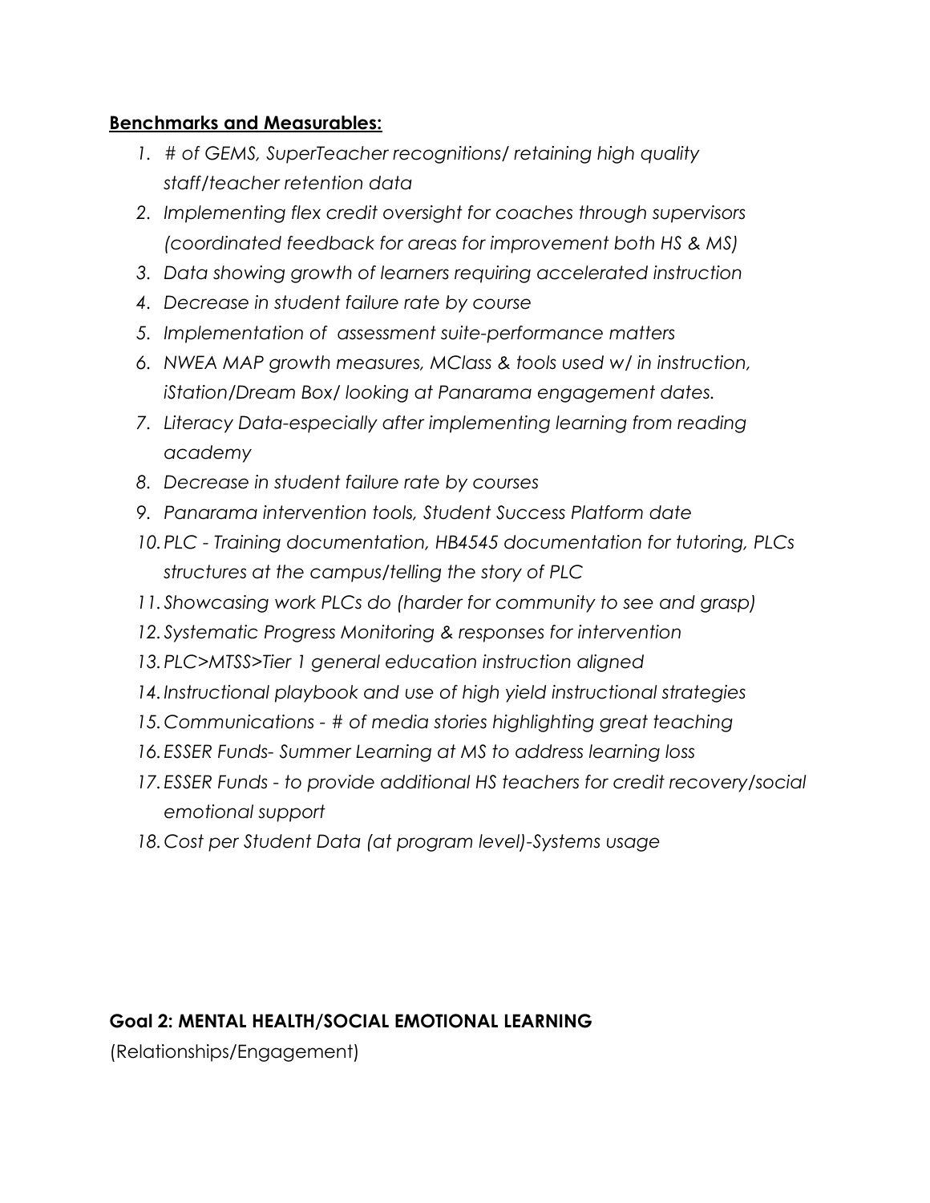**Benchmarks and Measurables:**

1. *# of GEMS, SuperTeacher recognitions/ retaining high quality staff/teacher retention data*
2. *Implementing flex credit oversight for coaches through supervisors (coordinated feedback for areas for improvement both HS & MS)*
3. *Data showing growth of learners requiring accelerated instruction*
4. *Decrease in student failure rate by course*
5. *Implementation of assessment suite-performance matters*
6. *NWEA MAP growth measures, MClass & tools used w/ in instruction, iStation/Dream Box/ looking at Panarama engagement dates.*
7. *Literacy Data-especially after implementing learning from reading academy*
8. *Decrease in student failure rate by courses*
9. *Panarama intervention tools, Student Success Platform date*
10. *PLC - Training documentation, HB4545 documentation for tutoring, PLCs structures at the campus/telling the story of PLC*
11. *Showcasing work PLCs do (harder for community to see and grasp)*
12. *Systematic Progress Monitoring & responses for intervention*
13. *PLC>MTSS>Tier 1 general education instruction aligned*
14. *Instructional playbook and use of high yield instructional strategies*
15. *Communications - # of media stories highlighting great teaching*
16. *ESSER Funds- Summer Learning at MS to address learning loss*
17. *ESSER Funds - to provide additional HS teachers for credit recovery/social emotional support*
18. *Cost per Student Data (at program level)-Systems usage*

**Goal 2: MENTAL HEALTH/SOCIAL EMOTIONAL LEARNING**

(Relationships/Engagement)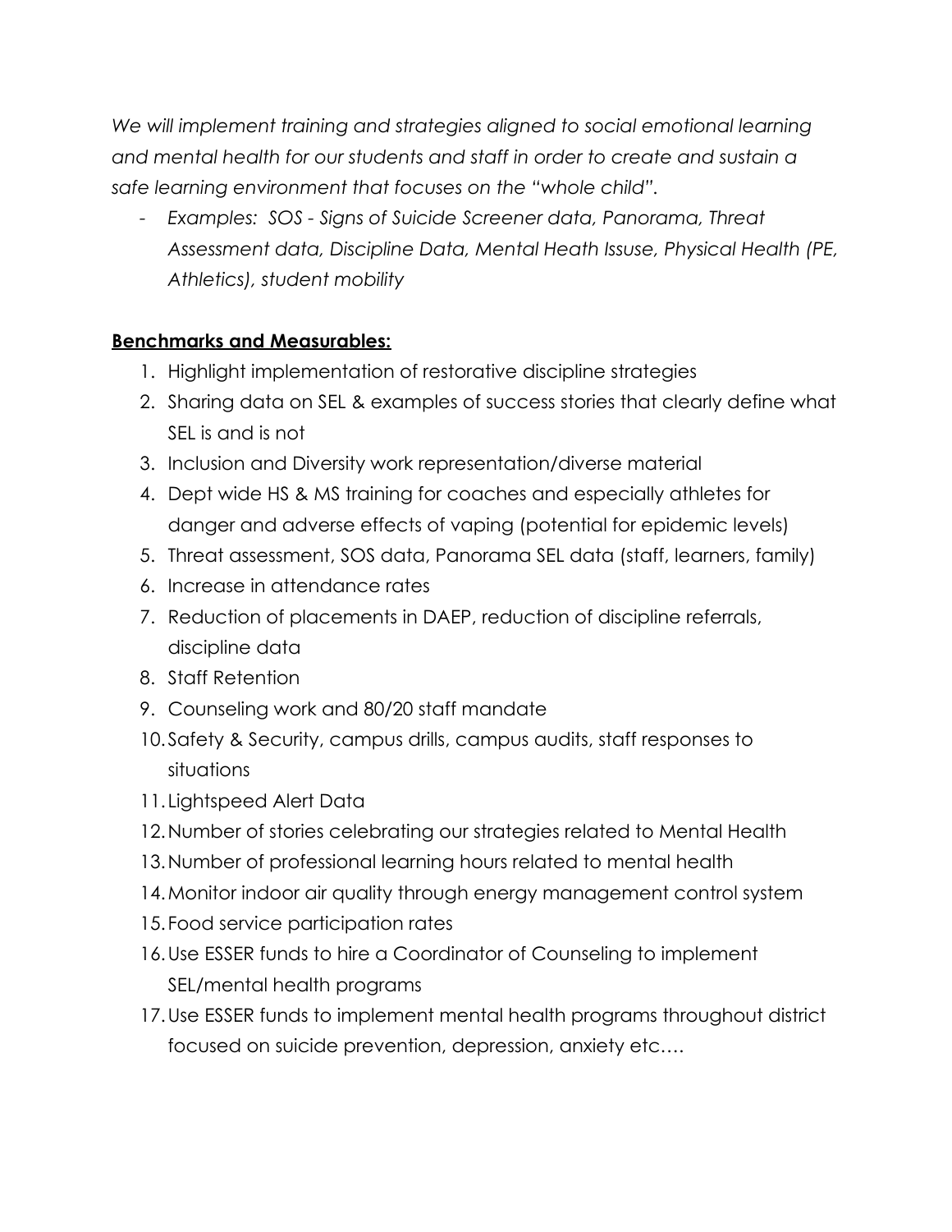*We will implement training and strategies aligned to social emotional learning and mental health for our students and staff in order to create and sustain a safe learning environment that focuses on the "whole child".*

- *Examples: SOS - Signs of Suicide Screener data, Panorama, Threat Assessment data, Discipline Data, Mental Heath Issuse, Physical Health (PE, Athletics), student mobility*

**<u>Benchmarks and Measurables:</u>**

1. Highlight implementation of restorative discipline strategies
2. Sharing data on SEL & examples of success stories that clearly define what SEL is and is not
3. Inclusion and Diversity work representation/diverse material
4. Dept wide HS & MS training for coaches and especially athletes for danger and adverse effects of vaping (potential for epidemic levels)
5. Threat assessment, SOS data, Panorama SEL data (staff, learners, family)
6. Increase in attendance rates
7. Reduction of placements in DAEP, reduction of discipline referrals, discipline data
8. Staff Retention
9. Counseling work and 80/20 staff mandate
10. Safety & Security, campus drills, campus audits, staff responses to situations
11. Lightspeed Alert Data
12. Number of stories celebrating our strategies related to Mental Health
13. Number of professional learning hours related to mental health
14. Monitor indoor air quality through energy management control system
15. Food service participation rates
16. Use ESSER funds to hire a Coordinator of Counseling to implement SEL/mental health programs
17. Use ESSER funds to implement mental health programs throughout district focused on suicide prevention, depression, anxiety etc….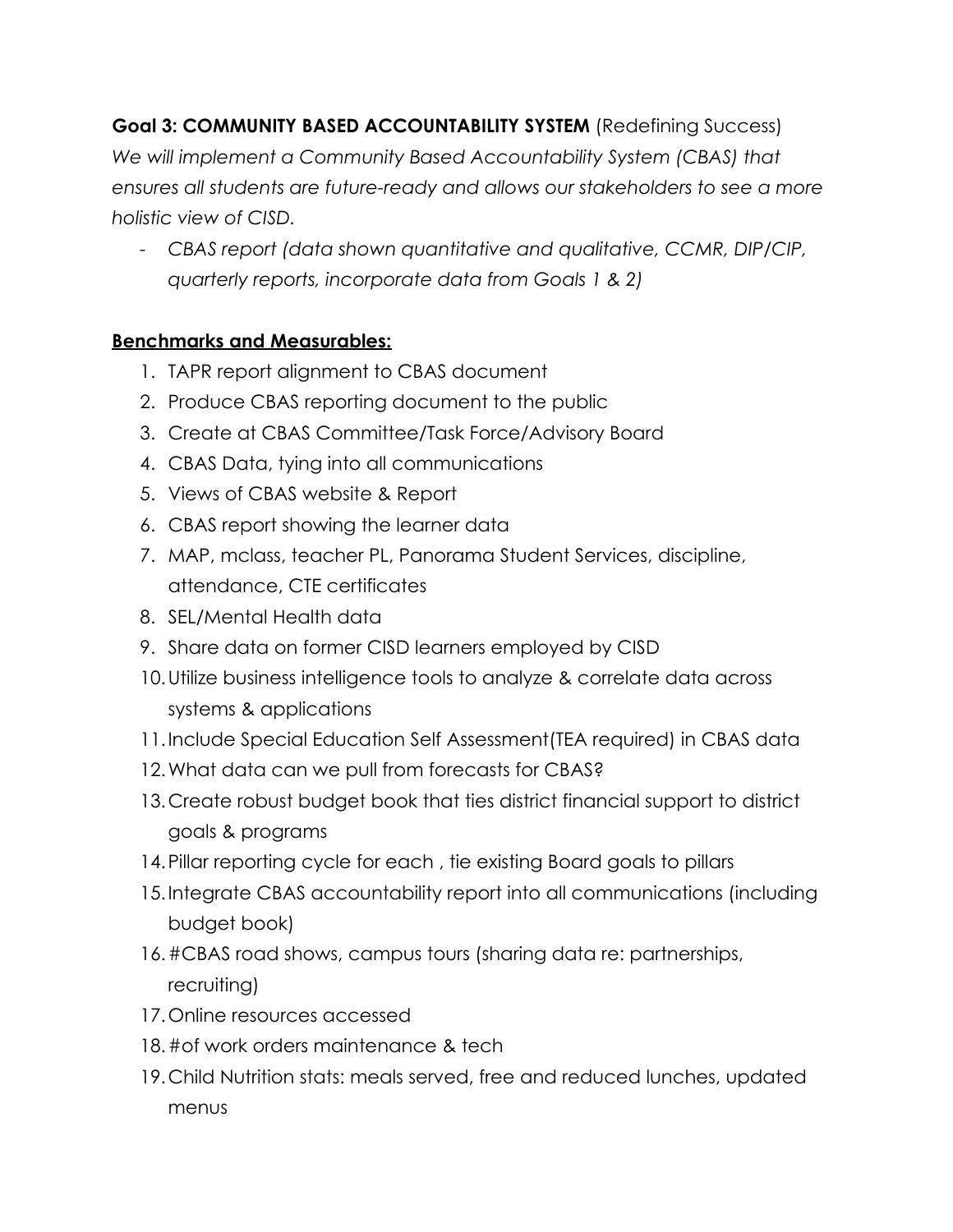**Goal 3: COMMUNITY BASED ACCOUNTABILITY SYSTEM** (Redefining Success)

*We will implement a Community Based Accountability System (CBAS) that ensures all students are future-ready and allows our stakeholders to see a more holistic view of CISD.*

- *CBAS report (data shown quantitative and qualitative, CCMR, DIP/CIP, quarterly reports, incorporate data from Goals 1 & 2)*

**Benchmarks and Measurables:**

1. TAPR report alignment to CBAS document
2. Produce CBAS reporting document to the public
3. Create at CBAS Committee/Task Force/Advisory Board
4. CBAS Data, tying into all communications
5. Views of CBAS website & Report
6. CBAS report showing the learner data
7. MAP, mclass, teacher PL, Panorama Student Services, discipline, attendance, CTE certificates
8. SEL/Mental Health data
9. Share data on former CISD learners employed by CISD
10. Utilize business intelligence tools to analyze & correlate data across systems & applications
11. Include Special Education Self Assessment(TEA required) in CBAS data
12. What data can we pull from forecasts for CBAS?
13. Create robust budget book that ties district financial support to district goals & programs
14. Pillar reporting cycle for each , tie existing Board goals to pillars
15. Integrate CBAS accountability report into all communications (including budget book)
16. #CBAS road shows, campus tours (sharing data re: partnerships, recruiting)
17. Online resources accessed
18. #of work orders maintenance & tech
19. Child Nutrition stats: meals served, free and reduced lunches, updated menus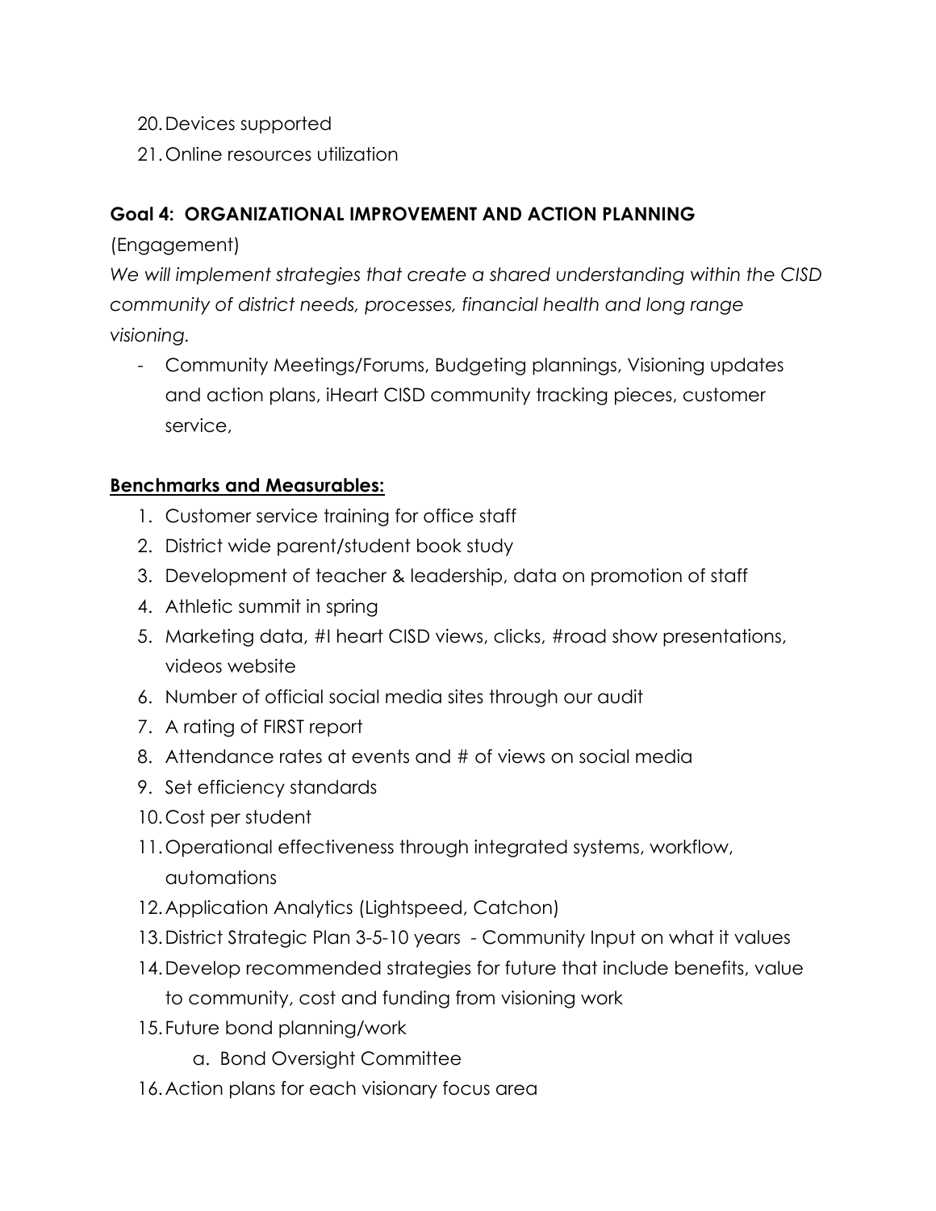20. Devices supported
21. Online resources utilization

**Goal 4: ORGANIZATIONAL IMPROVEMENT AND ACTION PLANNING**

(Engagement)

*We will implement strategies that create a shared understanding within the CISD community of district needs, processes, financial health and long range visioning.*

- Community Meetings/Forums, Budgeting plannings, Visioning updates and action plans, iHeart CISD community tracking pieces, customer service,

**<u>Benchmarks and Measurables:</u>**

1. Customer service training for office staff
2. District wide parent/student book study
3. Development of teacher & leadership, data on promotion of staff
4. Athletic summit in spring
5. Marketing data, #I heart CISD views, clicks, #road show presentations, videos website
6. Number of official social media sites through our audit
7. A rating of FIRST report
8. Attendance rates at events and # of views on social media
9. Set efficiency standards
10. Cost per student
11. Operational effectiveness through integrated systems, workflow, automations
12. Application Analytics (Lightspeed, Catchon)
13. District Strategic Plan 3-5-10 years - Community Input on what it values
14. Develop recommended strategies for future that include benefits, value to community, cost and funding from visioning work
15. Future bond planning/work
    a. Bond Oversight Committee
16. Action plans for each visionary focus area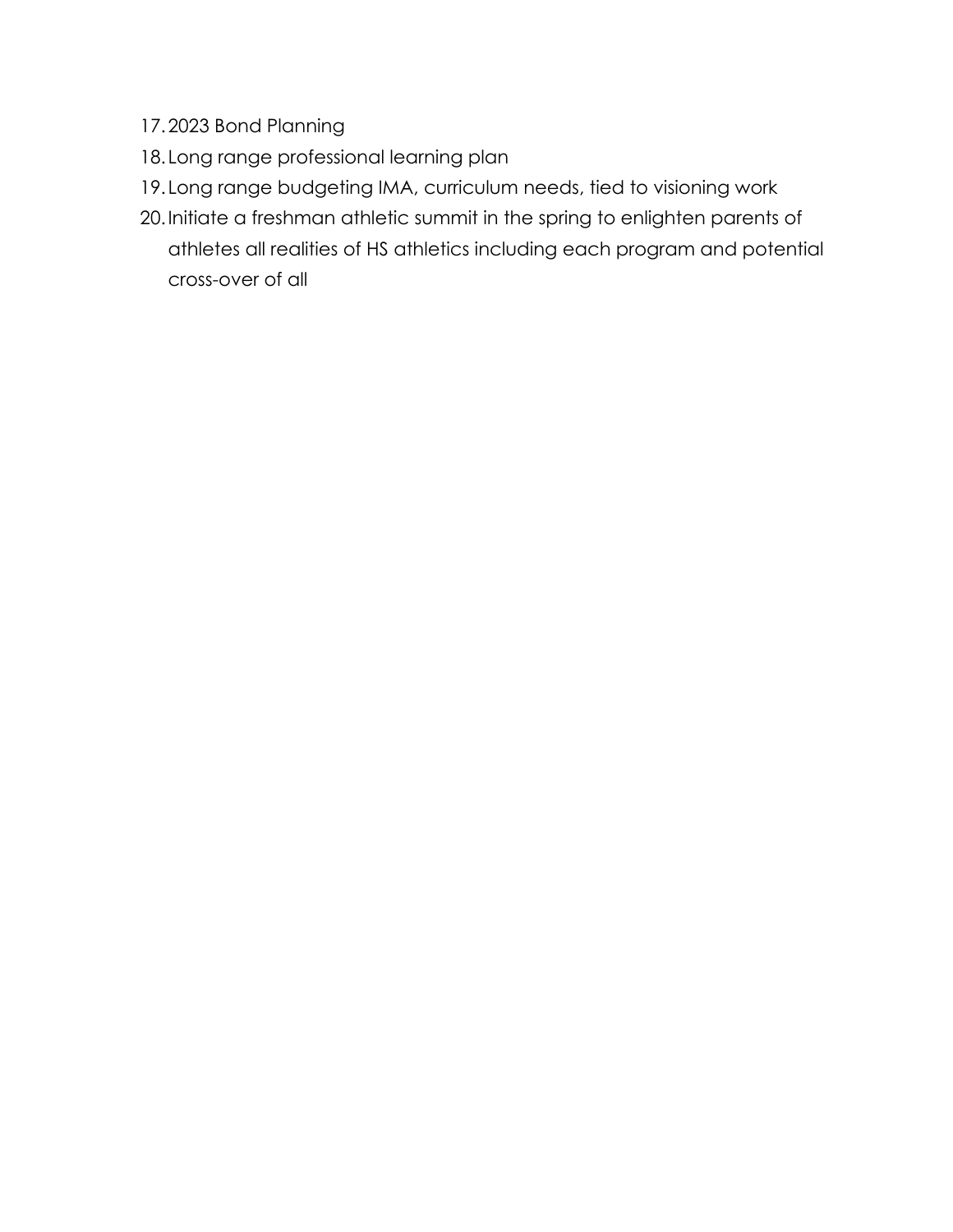17. 2023 Bond Planning
18. Long range professional learning plan
19. Long range budgeting IMA, curriculum needs, tied to visioning work
20. Initiate a freshman athletic summit in the spring to enlighten parents of athletes all realities of HS athletics including each program and potential cross-over of all